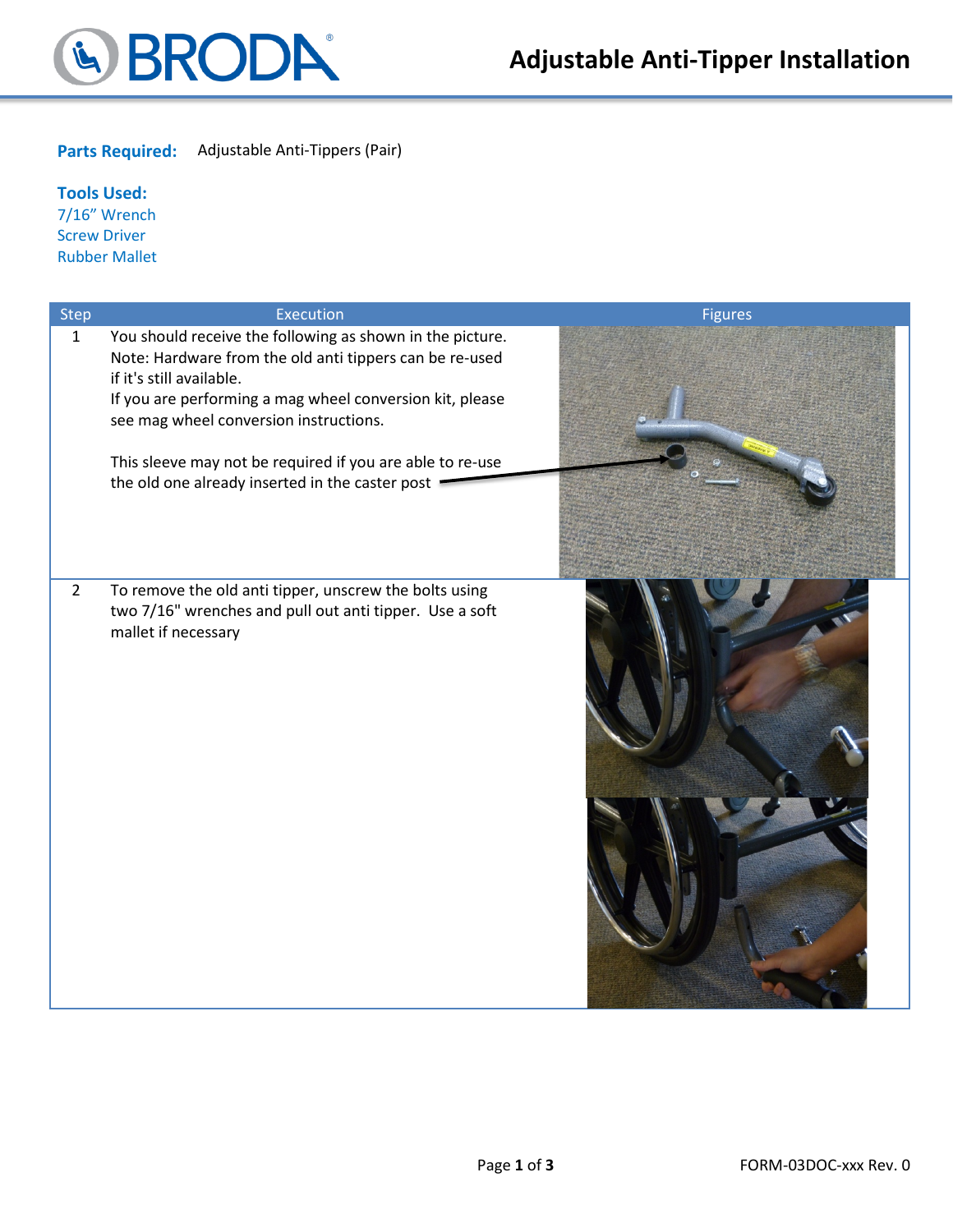# Adjustable Anti-Tipper Installation

**Parts Required:** Adjustable Anti-Tippers (Pair)

**Tools Used:**
7/16" Wrench
Screw Driver
Rubber Mallet

| Step | Execution | Figures |
| --- | --- | --- |
| 1 | You should receive the following as shown in the picture. Note: Hardware from the old anti tippers can be re-used if it's still available. If you are performing a mag wheel conversion kit, please see mag wheel conversion instructions.<br><br>This sleeve may not be required if you are able to re-use the old one already inserted in the caster post | |
| 2 | To remove the old anti tipper, unscrew the bolts using two 7/16" wrenches and pull out anti tipper. Use a soft mallet if necessary | |

FORM-03DOC-xxx Rev. 0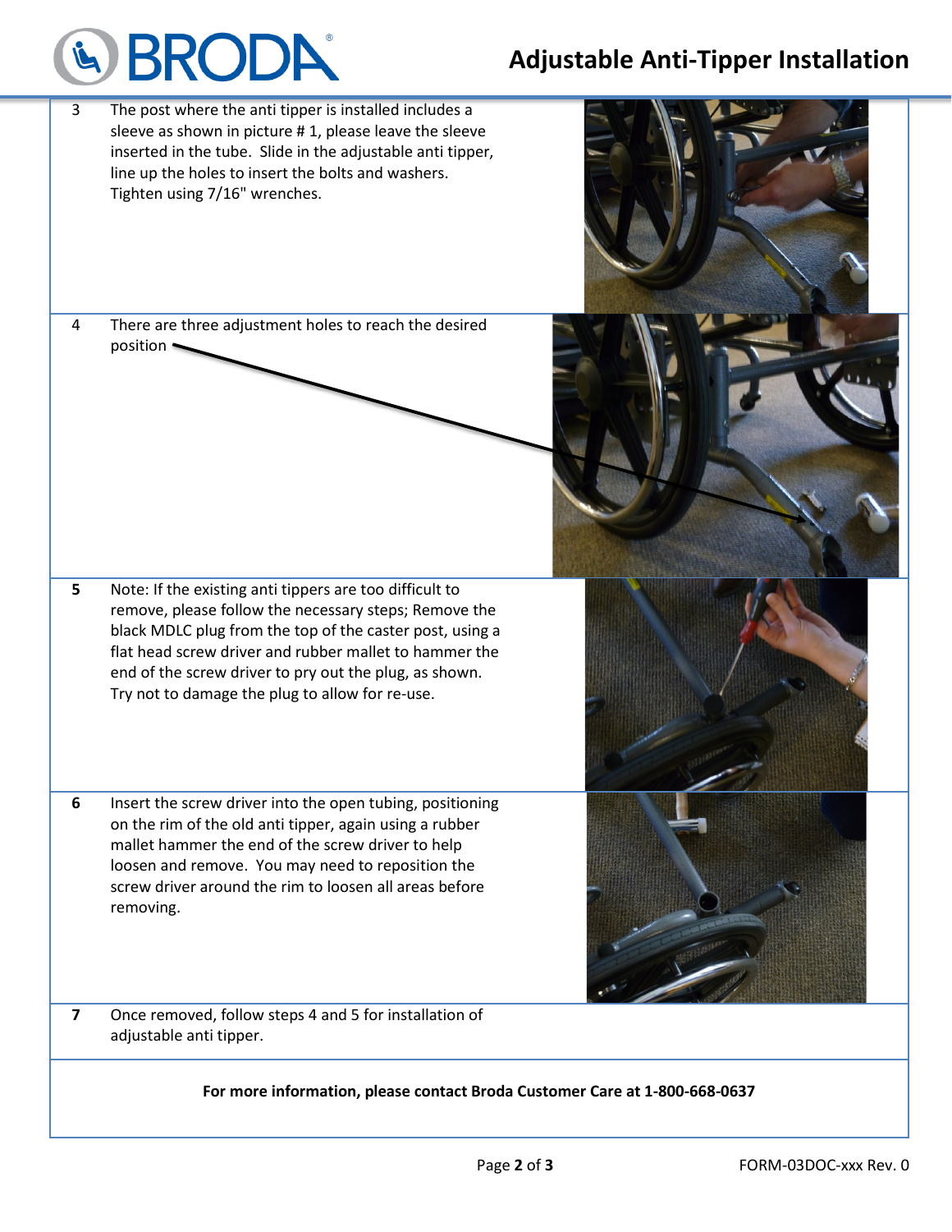# Adjustable Anti-Tipper Installation

| | |
|---|---|
| 3 | The post where the anti tipper is installed includes a sleeve as shown in picture # 1, please leave the sleeve inserted in the tube. Slide in the adjustable anti tipper, line up the holes to insert the bolts and washers. Tighten using 7/16" wrenches. |
| 4 | There are three adjustment holes to reach the desired position |
| **5** | Note: If the existing anti tippers are too difficult to remove, please follow the necessary steps; Remove the black MDLC plug from the top of the caster post, using a flat head screw driver and rubber mallet to hammer the end of the screw driver to pry out the plug, as shown. Try not to damage the plug to allow for re-use. |
| **6** | Insert the screw driver into the open tubing, positioning on the rim of the old anti tipper, again using a rubber mallet hammer the end of the screw driver to help loosen and remove. You may need to reposition the screw driver around the rim to loosen all areas before removing. |
| **7** | Once removed, follow steps 4 and 5 for installation of adjustable anti tipper. |

**For more information, please contact Broda Customer Care at 1-800-668-0637**

FORM-03DOC-xxx Rev. 0